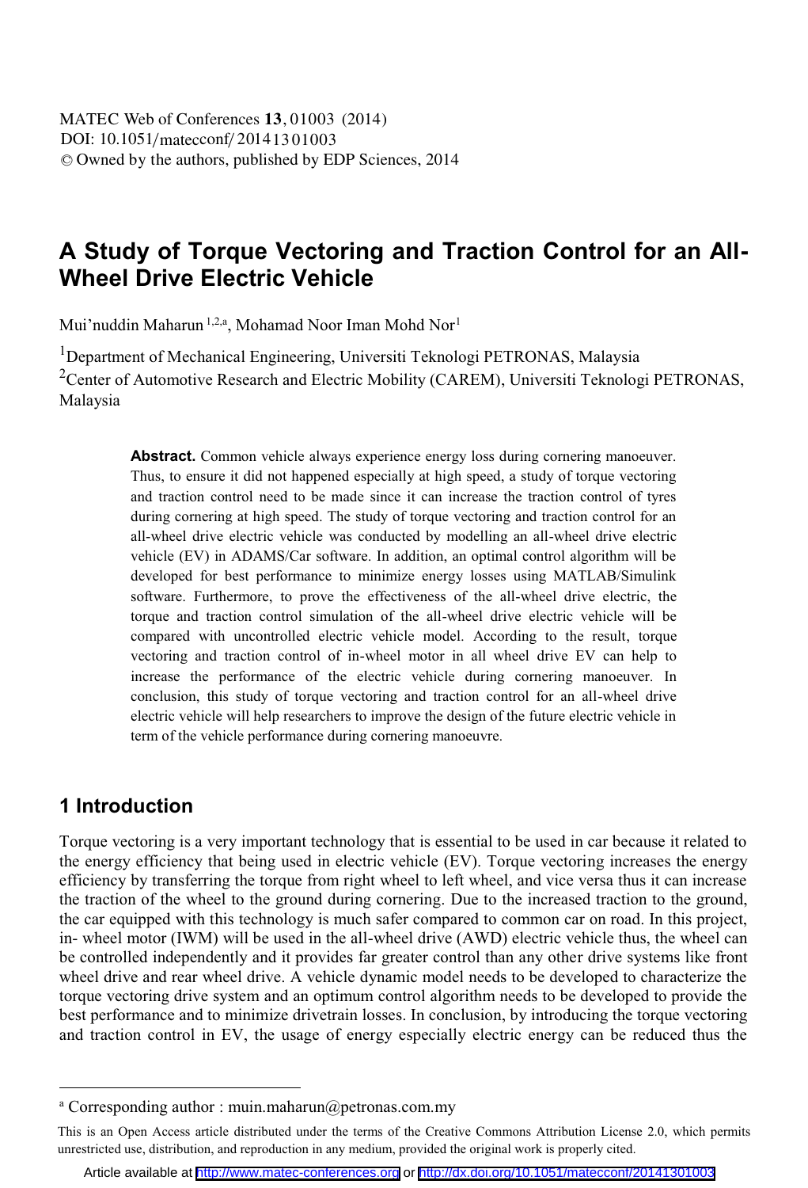# A Study of Torque Vectoring and Traction Control for an All-Wheel Drive Electric Vehicle

Mui'nuddin Maharun [1,2,a], Mohamad Noor Iman Mohd Nor[1]

[1]Department of Mechanical Engineering, Universiti Teknologi PETRONAS, Malaysia

[2]Center of Automotive Research and Electric Mobility (CAREM), Universiti Teknologi PETRONAS, Malaysia

**Abstract.** Common vehicle always experience energy loss during cornering manoeuver. Thus, to ensure it did not happened especially at high speed, a study of torque vectoring and traction control need to be made since it can increase the traction control of tyres during cornering at high speed. The study of torque vectoring and traction control for an all-wheel drive electric vehicle was conducted by modelling an all-wheel drive electric vehicle (EV) in ADAMS/Car software. In addition, an optimal control algorithm will be developed for best performance to minimize energy losses using MATLAB/Simulink software. Furthermore, to prove the effectiveness of the all-wheel drive electric, the torque and traction control simulation of the all-wheel drive electric vehicle will be compared with uncontrolled electric vehicle model. According to the result, torque vectoring and traction control of in-wheel motor in all wheel drive EV can help to increase the performance of the electric vehicle during cornering manoeuver. In conclusion, this study of torque vectoring and traction control for an all-wheel drive electric vehicle will help researchers to improve the design of the future electric vehicle in term of the vehicle performance during cornering manoeuvre.

## 1 Introduction

Torque vectoring is a very important technology that is essential to be used in car because it related to the energy efficiency that being used in electric vehicle (EV). Torque vectoring increases the energy efficiency by transferring the torque from right wheel to left wheel, and vice versa thus it can increase the traction of the wheel to the ground during cornering. Due to the increased traction to the ground, the car equipped with this technology is much safer compared to common car on road. In this project, in- wheel motor (IWM) will be used in the all-wheel drive (AWD) electric vehicle thus, the wheel can be controlled independently and it provides far greater control than any other drive systems like front wheel drive and rear wheel drive. A vehicle dynamic model needs to be developed to characterize the torque vectoring drive system and an optimum control algorithm needs to be developed to provide the best performance and to minimize drivetrain losses. In conclusion, by introducing the torque vectoring and traction control in EV, the usage of energy especially electric energy can be reduced thus the

[a] Corresponding author : muin.maharun@petronas.com.my

This is an Open Access article distributed under the terms of the Creative Commons Attribution License 2.0, which permits unrestricted use, distribution, and reproduction in any medium, provided the original work is properly cited.

Article available at http://www.matec-conferences.org or http://dx.doi.org/10.1051/matecconf/20141301003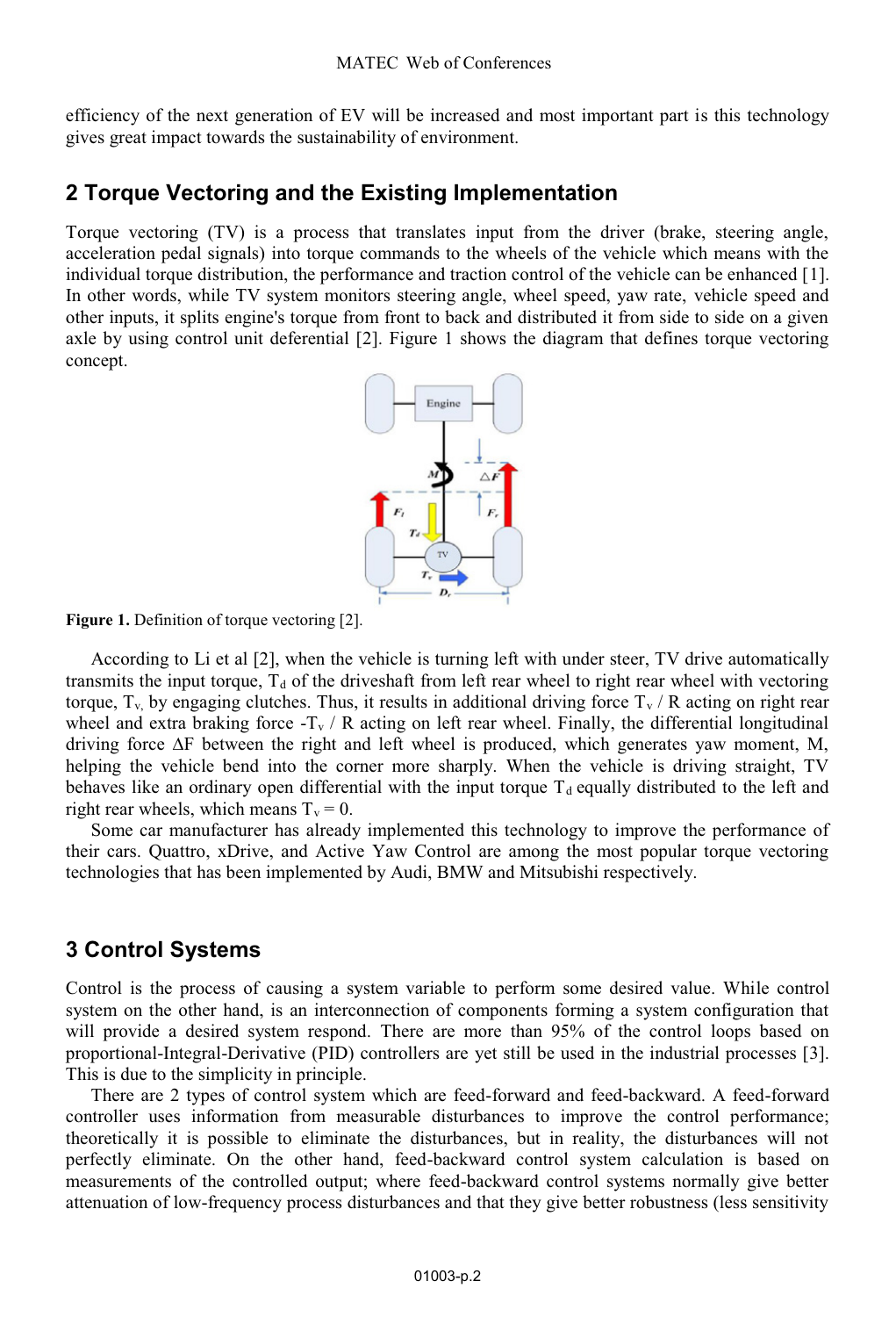efficiency of the next generation of EV will be increased and most important part is this technology gives great impact towards the sustainability of environment.

## 2 Torque Vectoring and the Existing Implementation

Torque vectoring (TV) is a process that translates input from the driver (brake, steering angle, acceleration pedal signals) into torque commands to the wheels of the vehicle which means with the individual torque distribution, the performance and traction control of the vehicle can be enhanced [1]. In other words, while TV system monitors steering angle, wheel speed, yaw rate, vehicle speed and other inputs, it splits engine's torque from front to back and distributed it from side to side on a given axle by using control unit deferential [2]. Figure 1 shows the diagram that defines torque vectoring concept.

**Figure 1.** Definition of torque vectoring [2].

According to Li et al [2], when the vehicle is turning left with under steer, TV drive automatically transmits the input torque, $T_d$ of the driveshaft from left rear wheel to right rear wheel with vectoring torque, $T_v$, by engaging clutches. Thus, it results in additional driving force $T_v$ / R acting on right rear wheel and extra braking force $-T_v$ / R acting on left rear wheel. Finally, the differential longitudinal driving force $\Delta F$ between the right and left wheel is produced, which generates yaw moment, M, helping the vehicle bend into the corner more sharply. When the vehicle is driving straight, TV behaves like an ordinary open differential with the input torque $T_d$ equally distributed to the left and right rear wheels, which means $T_v = 0$.

Some car manufacturer has already implemented this technology to improve the performance of their cars. Quattro, xDrive, and Active Yaw Control are among the most popular torque vectoring technologies that has been implemented by Audi, BMW and Mitsubishi respectively.

## 3 Control Systems

Control is the process of causing a system variable to perform some desired value. While control system on the other hand, is an interconnection of components forming a system configuration that will provide a desired system respond. There are more than 95% of the control loops based on proportional-Integral-Derivative (PID) controllers are yet still be used in the industrial processes [3]. This is due to the simplicity in principle.

There are 2 types of control system which are feed-forward and feed-backward. A feed-forward controller uses information from measurable disturbances to improve the control performance; theoretically it is possible to eliminate the disturbances, but in reality, the disturbances will not perfectly eliminate. On the other hand, feed-backward control system calculation is based on measurements of the controlled output; where feed-backward control systems normally give better attenuation of low-frequency process disturbances and that they give better robustness (less sensitivity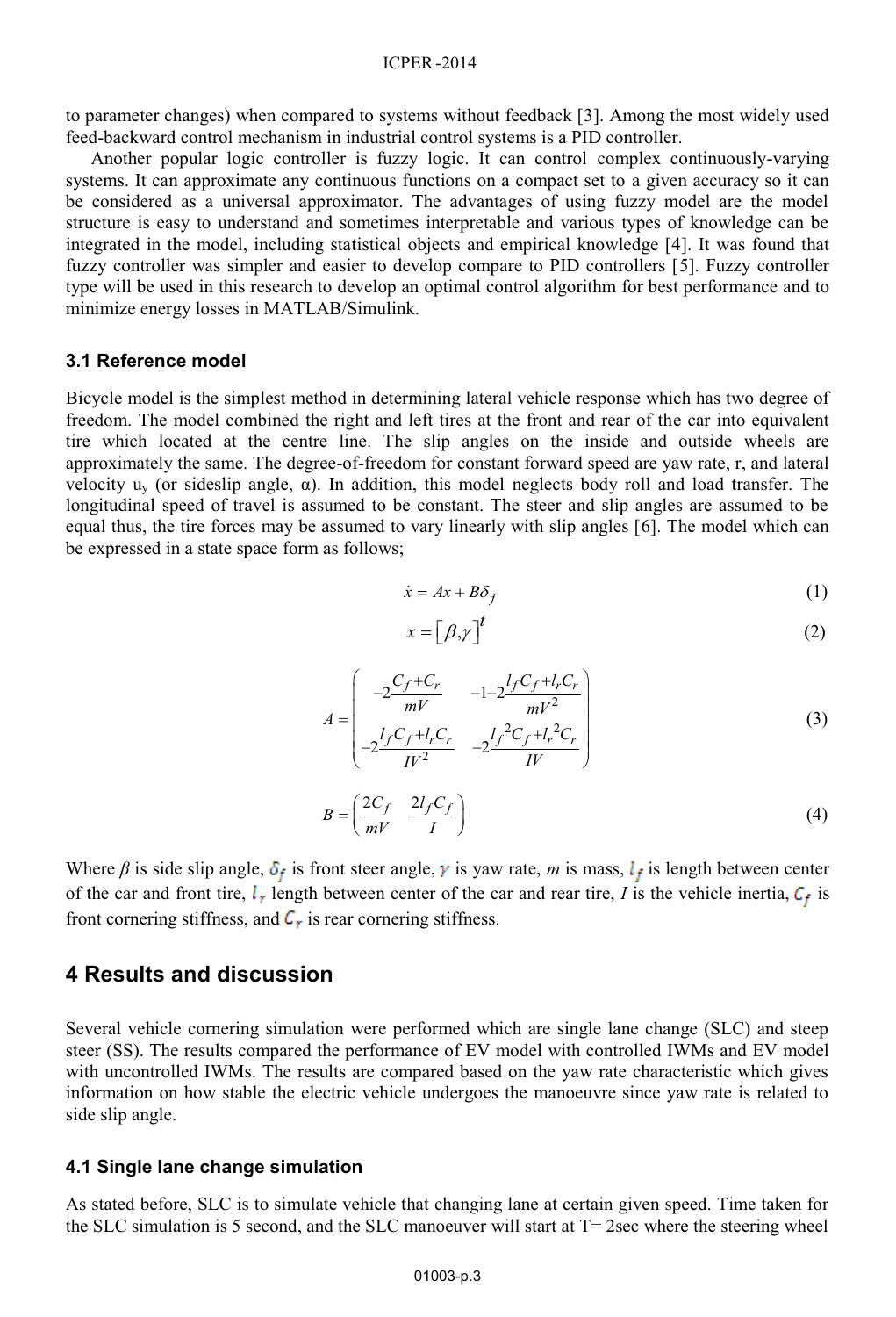to parameter changes) when compared to systems without feedback [3]. Among the most widely used feed-backward control mechanism in industrial control systems is a PID controller.

Another popular logic controller is fuzzy logic. It can control complex continuously-varying systems. It can approximate any continuous functions on a compact set to a given accuracy so it can be considered as a universal approximator. The advantages of using fuzzy model are the model structure is easy to understand and sometimes interpretable and various types of knowledge can be integrated in the model, including statistical objects and empirical knowledge [4]. It was found that fuzzy controller was simpler and easier to develop compare to PID controllers [5]. Fuzzy controller type will be used in this research to develop an optimal control algorithm for best performance and to minimize energy losses in MATLAB/Simulink.

### 3.1 Reference model

Bicycle model is the simplest method in determining lateral vehicle response which has two degree of freedom. The model combined the right and left tires at the front and rear of the car into equivalent tire which located at the centre line. The slip angles on the inside and outside wheels are approximately the same. The degree-of-freedom for constant forward speed are yaw rate, r, and lateral velocity $u_y$ (or sideslip angle, α). In addition, this model neglects body roll and load transfer. The longitudinal speed of travel is assumed to be constant. The steer and slip angles are assumed to be equal thus, the tire forces may be assumed to vary linearly with slip angles [6]. The model which can be expressed in a state space form as follows;

$$\dot{x} = Ax + B\delta_f \tag{1}$$

$$x = \left[\beta, \gamma\right]^t \tag{2}$$

$$A = \begin{pmatrix} -2\dfrac{C_f + C_r}{mV} & -1-2\dfrac{l_f C_f + l_r C_r}{mV^2} \\ -2\dfrac{l_f C_f + l_r C_r}{IV^2} & -2\dfrac{l_f{}^2 C_f + l_r{}^2 C_r}{IV} \end{pmatrix} \tag{3}$$

$$B = \begin{pmatrix} \dfrac{2C_f}{mV} & \dfrac{2l_f C_f}{I} \end{pmatrix} \tag{4}$$

Where $\beta$ is side slip angle, $\delta_f$ is front steer angle, $\gamma$ is yaw rate, $m$ is mass, $l_f$ is length between center of the car and front tire, $l_r$ length between center of the car and rear tire, $I$ is the vehicle inertia, $C_f$ is front cornering stiffness, and $C_r$ is rear cornering stiffness.

## 4 Results and discussion

Several vehicle cornering simulation were performed which are single lane change (SLC) and steep steer (SS). The results compared the performance of EV model with controlled IWMs and EV model with uncontrolled IWMs. The results are compared based on the yaw rate characteristic which gives information on how stable the electric vehicle undergoes the manoeuvre since yaw rate is related to side slip angle.

### 4.1 Single lane change simulation

As stated before, SLC is to simulate vehicle that changing lane at certain given speed. Time taken for the SLC simulation is 5 second, and the SLC manoeuver will start at T= 2sec where the steering wheel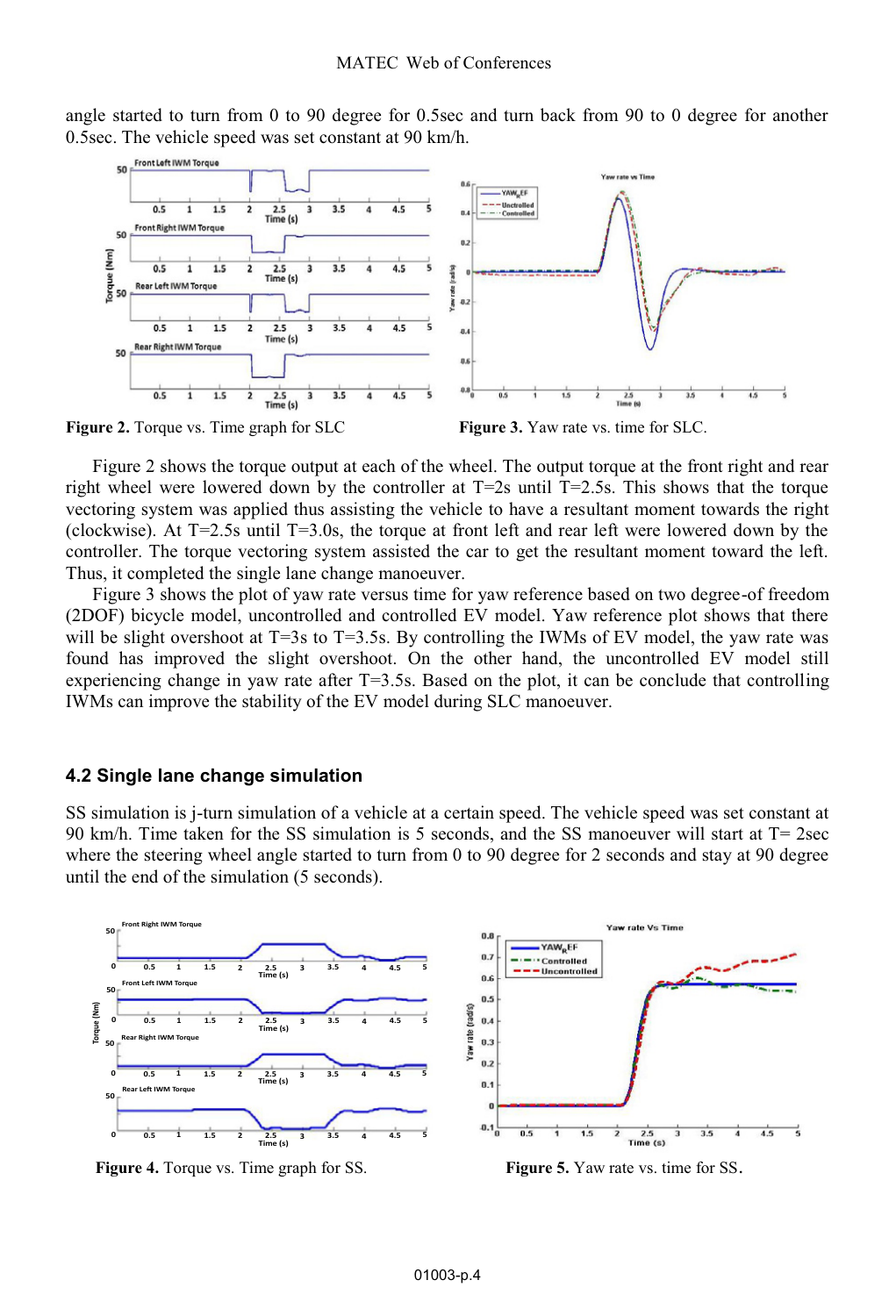angle started to turn from 0 to 90 degree for 0.5sec and turn back from 90 to 0 degree for another 0.5sec. The vehicle speed was set constant at 90 km/h.

**Figure 2.** Torque vs. Time graph for SLC

**Figure 3.** Yaw rate vs. time for SLC.

Figure 2 shows the torque output at each of the wheel. The output torque at the front right and rear right wheel were lowered down by the controller at T=2s until T=2.5s. This shows that the torque vectoring system was applied thus assisting the vehicle to have a resultant moment towards the right (clockwise). At T=2.5s until T=3.0s, the torque at front left and rear left were lowered down by the controller. The torque vectoring system assisted the car to get the resultant moment toward the left. Thus, it completed the single lane change manoeuver.

Figure 3 shows the plot of yaw rate versus time for yaw reference based on two degree-of freedom (2DOF) bicycle model, uncontrolled and controlled EV model. Yaw reference plot shows that there will be slight overshoot at T=3s to T=3.5s. By controlling the IWMs of EV model, the yaw rate was found has improved the slight overshoot. On the other hand, the uncontrolled EV model still experiencing change in yaw rate after T=3.5s. Based on the plot, it can be conclude that controlling IWMs can improve the stability of the EV model during SLC manoeuver.

## 4.2 Single lane change simulation

SS simulation is j-turn simulation of a vehicle at a certain speed. The vehicle speed was set constant at 90 km/h. Time taken for the SS simulation is 5 seconds, and the SS manoeuver will start at T= 2sec where the steering wheel angle started to turn from 0 to 90 degree for 2 seconds and stay at 90 degree until the end of the simulation (5 seconds).

**Figure 4.** Torque vs. Time graph for SS.

**Figure 5.** Yaw rate vs. time for SS.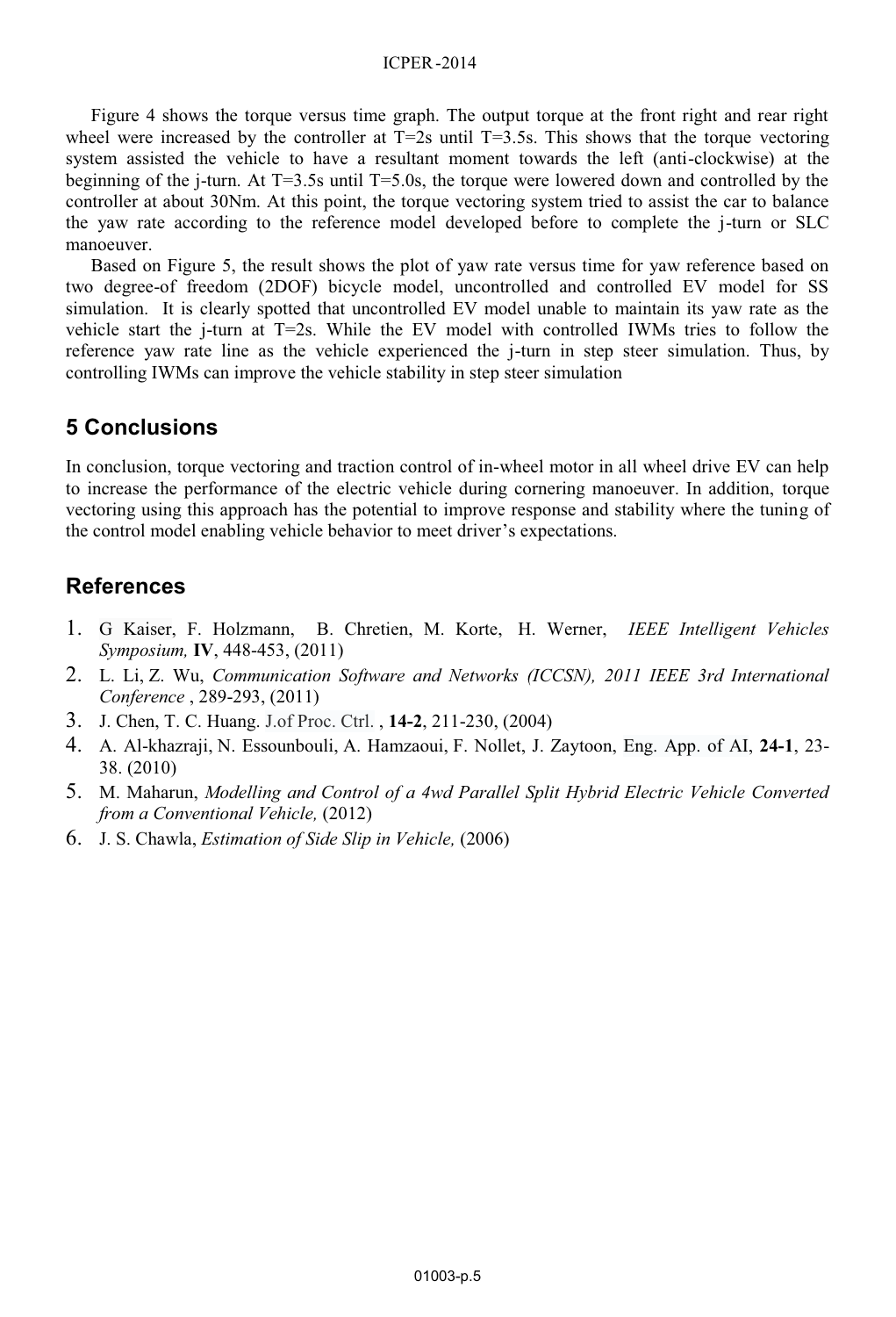Figure 4 shows the torque versus time graph. The output torque at the front right and rear right wheel were increased by the controller at T=2s until T=3.5s. This shows that the torque vectoring system assisted the vehicle to have a resultant moment towards the left (anti-clockwise) at the beginning of the j-turn. At T=3.5s until T=5.0s, the torque were lowered down and controlled by the controller at about 30Nm. At this point, the torque vectoring system tried to assist the car to balance the yaw rate according to the reference model developed before to complete the j-turn or SLC manoeuver.

Based on Figure 5, the result shows the plot of yaw rate versus time for yaw reference based on two degree-of freedom (2DOF) bicycle model, uncontrolled and controlled EV model for SS simulation. It is clearly spotted that uncontrolled EV model unable to maintain its yaw rate as the vehicle start the j-turn at T=2s. While the EV model with controlled IWMs tries to follow the reference yaw rate line as the vehicle experienced the j-turn in step steer simulation. Thus, by controlling IWMs can improve the vehicle stability in step steer simulation

## 5 Conclusions

In conclusion, torque vectoring and traction control of in-wheel motor in all wheel drive EV can help to increase the performance of the electric vehicle during cornering manoeuver. In addition, torque vectoring using this approach has the potential to improve response and stability where the tuning of the control model enabling vehicle behavior to meet driver's expectations.

## References

1. G Kaiser, F. Holzmann, B. Chretien, M. Korte, H. Werner, *IEEE Intelligent Vehicles Symposium,* **IV**, 448-453, (2011)
2. L. Li, Z. Wu, *Communication Software and Networks (ICCSN), 2011 IEEE 3rd International Conference* , 289-293, (2011)
3. J. Chen, T. C. Huang. J.of Proc. Ctrl. , **14-2**, 211-230, (2004)
4. A. Al-khazraji, N. Essounbouli, A. Hamzaoui, F. Nollet, J. Zaytoon, Eng. App. of AI, **24-1**, 23-38. (2010)
5. M. Maharun, *Modelling and Control of a 4wd Parallel Split Hybrid Electric Vehicle Converted from a Conventional Vehicle,* (2012)
6. J. S. Chawla, *Estimation of Side Slip in Vehicle,* (2006)